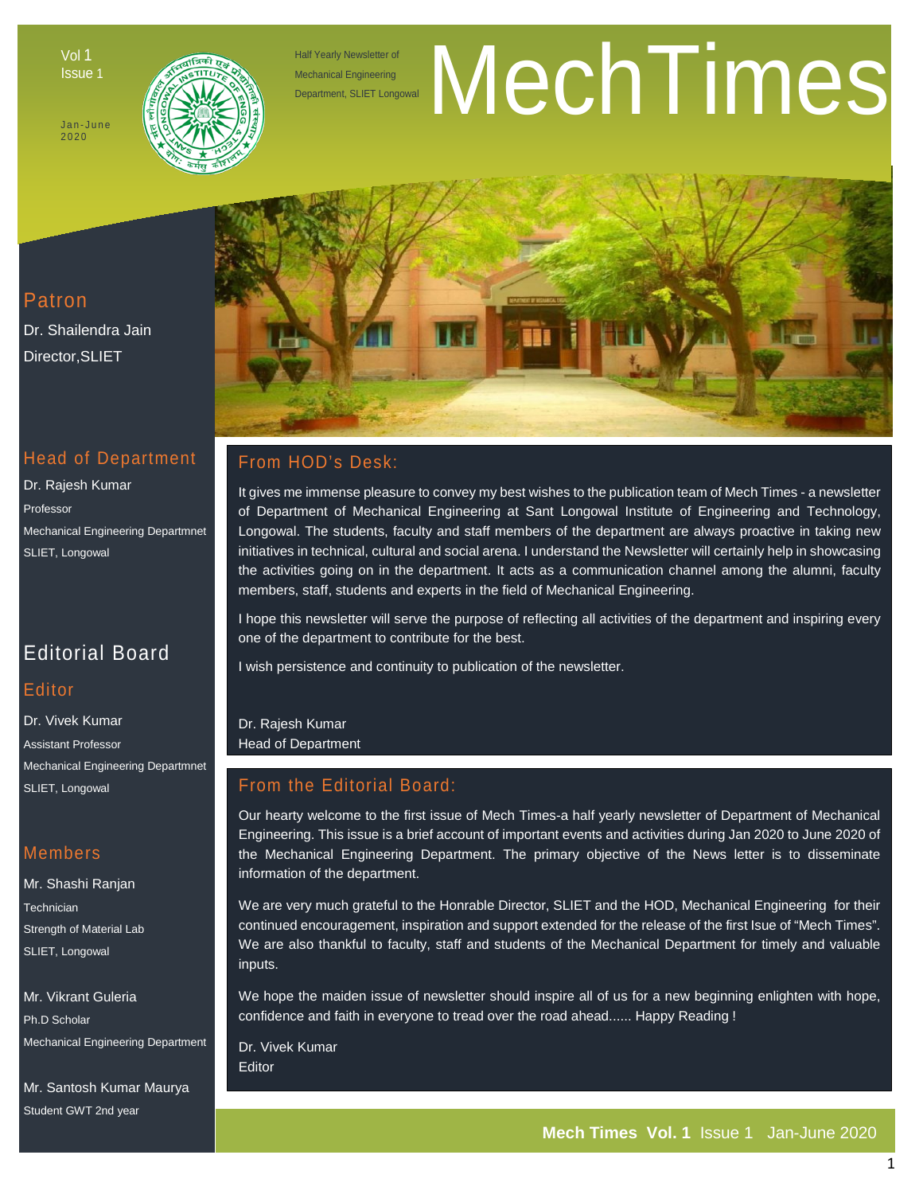Vol 1
Issue 1

Jan-June 2020

Half Yearly Newsletter of Mechanical Engineering Department, SLIET Longowal

# MechTimes

## Patron

Dr. Shailendra Jain
Director,SLIET

## Head of Department

Dr. Rajesh Kumar
Professor
Mechanical Engineering Departmnet
SLIET, Longowal

## Editorial Board

### Editor

Dr. Vivek Kumar
Assistant Professor
Mechanical Engineering Departmnet
SLIET, Longowal

### Members

Mr. Shashi Ranjan
Technician
Strength of Material Lab
SLIET, Longowal

Mr. Vikrant Guleria
Ph.D Scholar
Mechanical Engineering Department

Mr. Santosh Kumar Maurya
Student GWT 2nd year

## From HOD's Desk:

It gives me immense pleasure to convey my best wishes to the publication team of Mech Times - a newsletter of Department of Mechanical Engineering at Sant Longowal Institute of Engineering and Technology, Longowal. The students, faculty and staff members of the department are always proactive in taking new initiatives in technical, cultural and social arena. I understand the Newsletter will certainly help in showcasing the activities going on in the department. It acts as a communication channel among the alumni, faculty members, staff, students and experts in the field of Mechanical Engineering.

I hope this newsletter will serve the purpose of reflecting all activities of the department and inspiring every one of the department to contribute for the best.

I wish persistence and continuity to publication of the newsletter.

Dr. Rajesh Kumar
Head of Department

## From the Editorial Board:

Our hearty welcome to the first issue of Mech Times-a half yearly newsletter of Department of Mechanical Engineering. This issue is a brief account of important events and activities during Jan 2020 to June 2020 of the Mechanical Engineering Department. The primary objective of the News letter is to disseminate information of the department.

We are very much grateful to the Honrable Director, SLIET and the HOD, Mechanical Engineering for their continued encouragement, inspiration and support extended for the release of the first Isue of "Mech Times". We are also thankful to faculty, staff and students of the Mechanical Department for timely and valuable inputs.

We hope the maiden issue of newsletter should inspire all of us for a new beginning enlighten with hope, confidence and faith in everyone to tread over the road ahead...... Happy Reading !

Dr. Vivek Kumar
Editor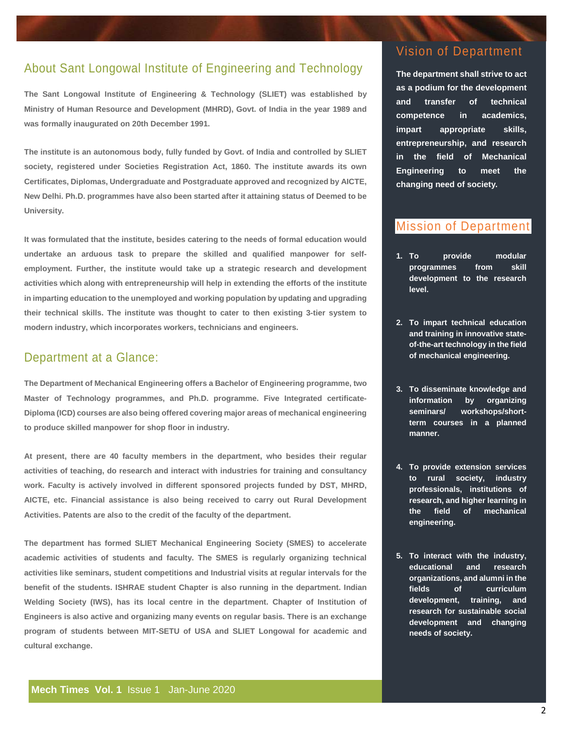## About Sant Longowal Institute of Engineering and Technology

**The Sant Longowal Institute of Engineering & Technology (SLIET) was established by Ministry of Human Resource and Development (MHRD), Govt. of India in the year 1989 and was formally inaugurated on 20th December 1991.**

**The institute is an autonomous body, fully funded by Govt. of India and controlled by SLIET society, registered under Societies Registration Act, 1860. The institute awards its own Certificates, Diplomas, Undergraduate and Postgraduate approved and recognized by AICTE, New Delhi. Ph.D. programmes have also been started after it attaining status of Deemed to be University.**

**It was formulated that the institute, besides catering to the needs of formal education would undertake an arduous task to prepare the skilled and qualified manpower for self-employment. Further, the institute would take up a strategic research and development activities which along with entrepreneurship will help in extending the efforts of the institute in imparting education to the unemployed and working population by updating and upgrading their technical skills. The institute was thought to cater to then existing 3-tier system to modern industry, which incorporates workers, technicians and engineers.**

## Department at a Glance:

**The Department of Mechanical Engineering offers a Bachelor of Engineering programme, two Master of Technology programmes, and Ph.D. programme. Five Integrated certificate-Diploma (ICD) courses are also being offered covering major areas of mechanical engineering to produce skilled manpower for shop floor in industry.**

**At present, there are 40 faculty members in the department, who besides their regular activities of teaching, do research and interact with industries for training and consultancy work. Faculty is actively involved in different sponsored projects funded by DST, MHRD, AICTE, etc. Financial assistance is also being received to carry out Rural Development Activities. Patents are also to the credit of the faculty of the department.**

**The department has formed SLIET Mechanical Engineering Society (SMES) to accelerate academic activities of students and faculty. The SMES is regularly organizing technical activities like seminars, student competitions and Industrial visits at regular intervals for the benefit of the students. ISHRAE student Chapter is also running in the department. Indian Welding Society (IWS), has its local centre in the department. Chapter of Institution of Engineers is also active and organizing many events on regular basis. There is an exchange program of students between MIT-SETU of USA and SLIET Longowal for academic and cultural exchange.**

## Vision of Department

**The department shall strive to act as a podium for the development and transfer of technical competence in academics, impart appropriate skills, entrepreneurship, and research in the field of Mechanical Engineering to meet the changing need of society.**

## Mission of Department

1. **To provide modular programmes from skill development to the research level.**
2. **To impart technical education and training in innovative state-of-the-art technology in the field of mechanical engineering.**
3. **To disseminate knowledge and information by organizing seminars/ workshops/short-term courses in a planned manner.**
4. **To provide extension services to rural society, industry professionals, institutions of research, and higher learning in the field of mechanical engineering.**
5. **To interact with the industry, educational and research organizations, and alumni in the fields of curriculum development, training, and research for sustainable social development and changing needs of society.**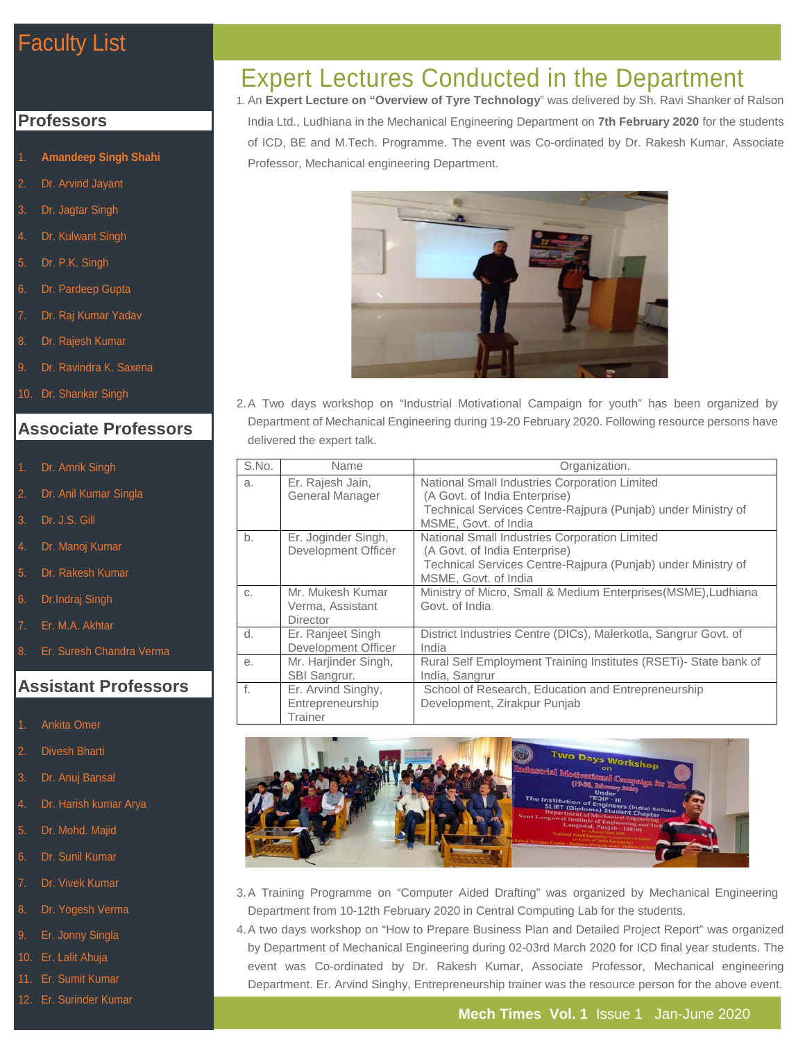# Faculty List

## Professors

1. Amandeep Singh Shahi
2. Dr. Arvind Jayant
3. Dr. Jagtar Singh
4. Dr. Kulwant Singh
5. Dr. P.K. Singh
6. Dr. Pardeep Gupta
7. Dr. Raj Kumar Yadav
8. Dr. Rajesh Kumar
9. Dr. Ravindra K. Saxena
10. Dr. Shankar Singh

## Associate Professors

1. Dr. Amrik Singh
2. Dr. Anil Kumar Singla
3. Dr. J.S. Gill
4. Dr. Manoj Kumar
5. Dr. Rakesh Kumar
6. Dr.Indraj Singh
7. Er. M.A. Akhtar
8. Er. Suresh Chandra Verma

## Assistant Professors

1. Ankita Omer
2. Divesh Bharti
3. Dr. Anuj Bansal
4. Dr. Harish kumar Arya
5. Dr. Mohd. Majid
6. Dr. Sunil Kumar
7. Dr. Vivek Kumar
8. Dr. Yogesh Verma
9. Er. Jonny Singla
10. Er. Lalit Ahuja
11. Er. Sumit Kumar
12. Er. Surinder Kumar

# Expert Lectures Conducted in the Department

1. An **Expert Lecture on "Overview of Tyre Technology**" was delivered by Sh. Ravi Shanker of Ralson India Ltd., Ludhiana in the Mechanical Engineering Department on **7th February 2020** for the students of ICD, BE and M.Tech. Programme. The event was Co-ordinated by Dr. Rakesh Kumar, Associate Professor, Mechanical engineering Department.

2. A Two days workshop on "Industrial Motivational Campaign for youth" has been organized by Department of Mechanical Engineering during 19-20 February 2020. Following resource persons have delivered the expert talk.

| S.No. | Name | Organization. |
|---|---|---|
| a. | Er. Rajesh Jain, General Manager | National Small Industries Corporation Limited (A Govt. of India Enterprise) Technical Services Centre-Rajpura (Punjab) under Ministry of MSME, Govt. of India |
| b. | Er. Joginder Singh, Development Officer | National Small Industries Corporation Limited (A Govt. of India Enterprise) Technical Services Centre-Rajpura (Punjab) under Ministry of MSME, Govt. of India |
| c. | Mr. Mukesh Kumar Verma, Assistant Director | Ministry of Micro, Small & Medium Enterprises(MSME),Ludhiana Govt. of India |
| d. | Er. Ranjeet Singh Development Officer | District Industries Centre (DICs), Malerkotla, Sangrur Govt. of India |
| e. | Mr. Harjinder Singh, SBI Sangrur. | Rural Self Employment Training Institutes (RSETi)- State bank of India, Sangrur |
| f. | Er. Arvind Singhy, Entrepreneurship Trainer | School of Research, Education and Entrepreneurship Development, Zirakpur Punjab |

3. A Training Programme on "Computer Aided Drafting" was organized by Mechanical Engineering Department from 10-12th February 2020 in Central Computing Lab for the students.

4. A two days workshop on "How to Prepare Business Plan and Detailed Project Report" was organized by Department of Mechanical Engineering during 02-03rd March 2020 for ICD final year students. The event was Co-ordinated by Dr. Rakesh Kumar, Associate Professor, Mechanical engineering Department. Er. Arvind Singhy, Entrepreneurship trainer was the resource person for the above event.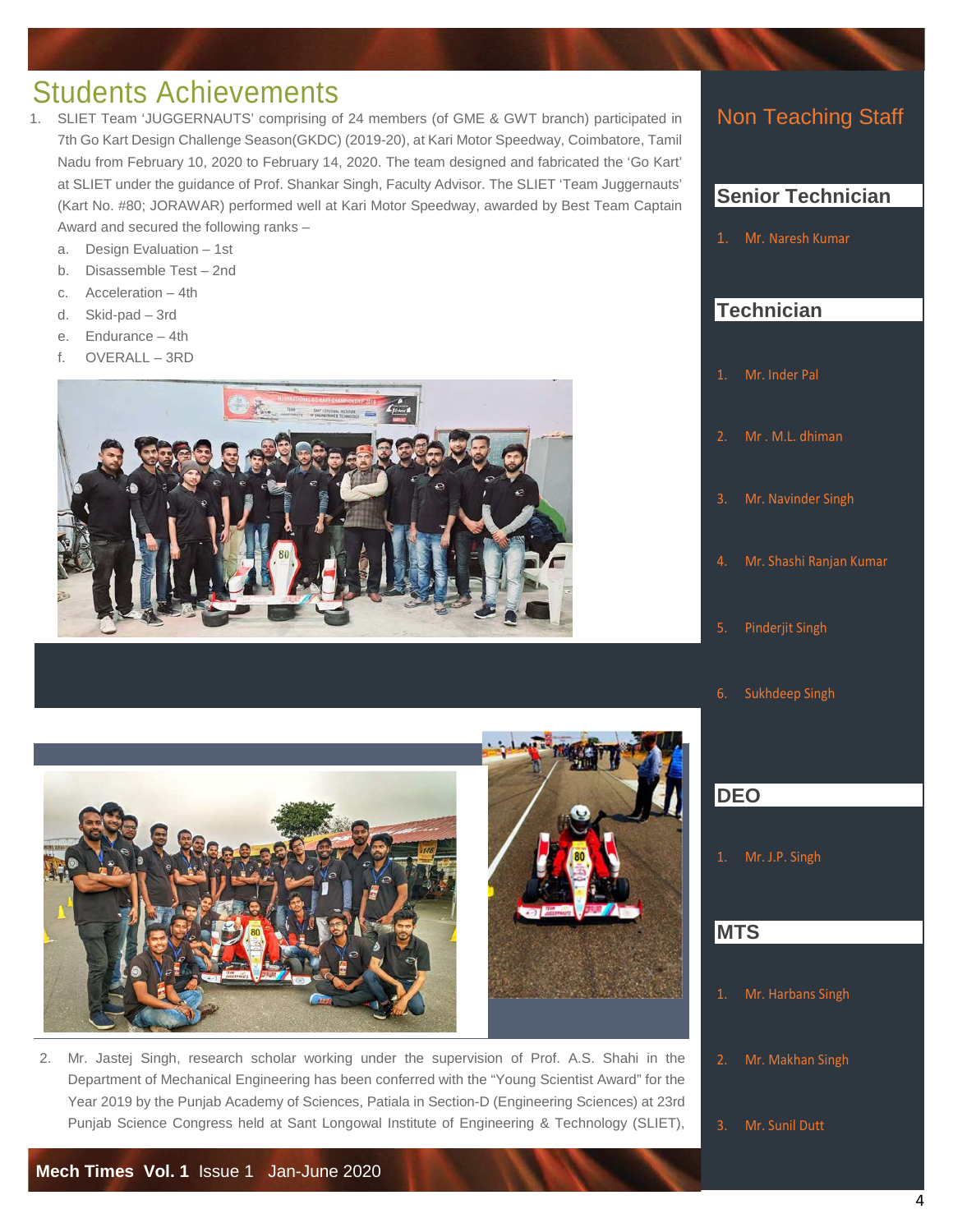# Students Achievements

1. SLIET Team 'JUGGERNAUTS' comprising of 24 members (of GME & GWT branch) participated in 7th Go Kart Design Challenge Season(GKDC) (2019-20), at Kari Motor Speedway, Coimbatore, Tamil Nadu from February 10, 2020 to February 14, 2020. The team designed and fabricated the 'Go Kart' at SLIET under the guidance of Prof. Shankar Singh, Faculty Advisor. The SLIET 'Team Juggernauts' (Kart No. #80; JORAWAR) performed well at Kari Motor Speedway, awarded by Best Team Captain Award and secured the following ranks –
   a. Design Evaluation – 1st
   b. Disassemble Test – 2nd
   c. Acceleration – 4th
   d. Skid-pad – 3rd
   e. Endurance – 4th
   f. OVERALL – 3RD

2. Mr. Jastej Singh, research scholar working under the supervision of Prof. A.S. Shahi in the Department of Mechanical Engineering has been conferred with the "Young Scientist Award" for the Year 2019 by the Punjab Academy of Sciences, Patiala in Section-D (Engineering Sciences) at 23rd Punjab Science Congress held at Sant Longowal Institute of Engineering & Technology (SLIET),

## Non Teaching Staff

### Senior Technician

1. Mr. Naresh Kumar

### Technician

1. Mr. Inder Pal
2. Mr . M.L. dhiman
3. Mr. Navinder Singh
4. Mr. Shashi Ranjan Kumar
5. Pinderjit Singh
6. Sukhdeep Singh

### DEO

1. Mr. J.P. Singh

### MTS

1. Mr. Harbans Singh
2. Mr. Makhan Singh
3. Mr. Sunil Dutt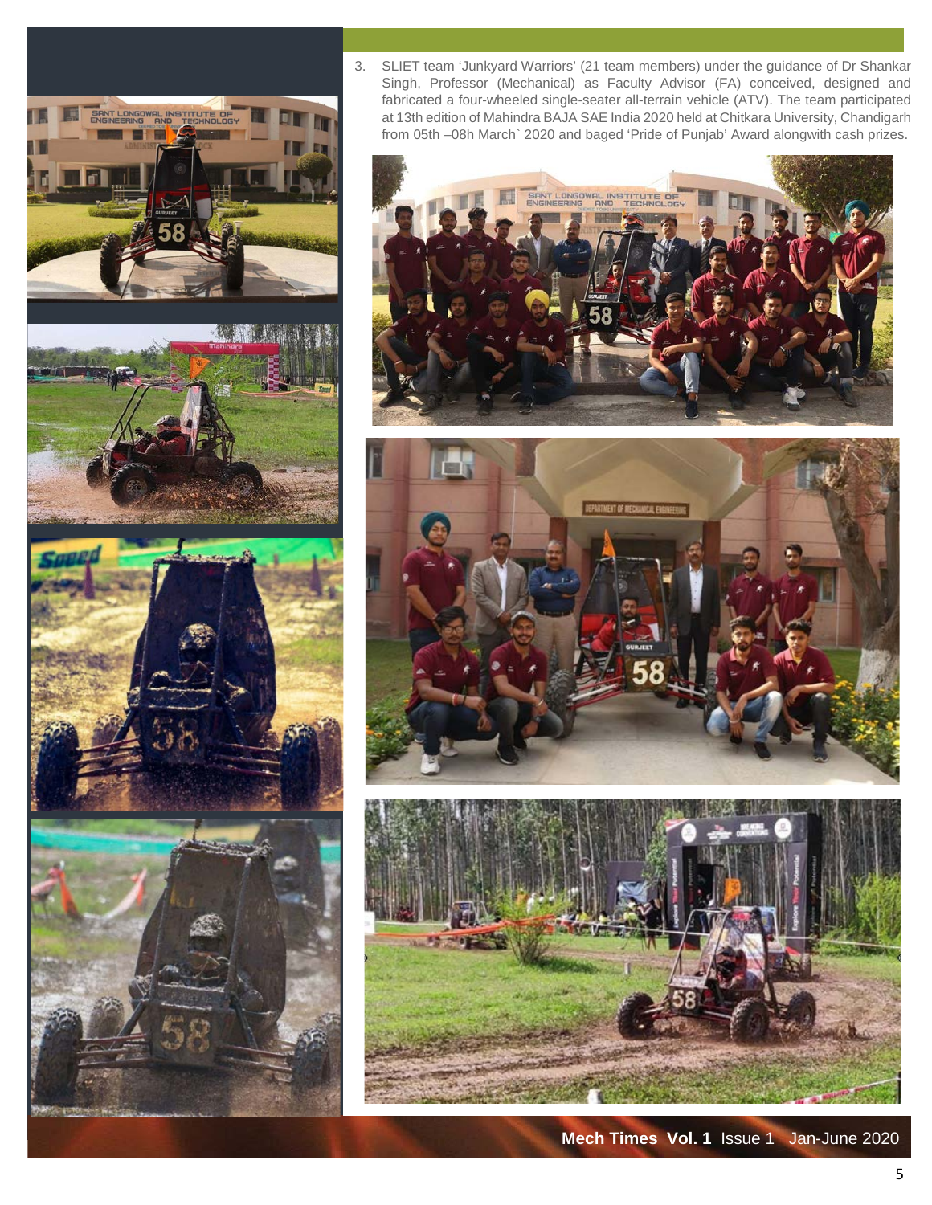3. SLIET team ‘Junkyard Warriors’ (21 team members) under the guidance of Dr Shankar Singh, Professor (Mechanical) as Faculty Advisor (FA) conceived, designed and fabricated a four-wheeled single-seater all-terrain vehicle (ATV). The team participated at 13th edition of Mahindra BAJA SAE India 2020 held at Chitkara University, Chandigarh from 05th –08h March` 2020 and baged ‘Pride of Punjab’ Award alongwith cash prizes.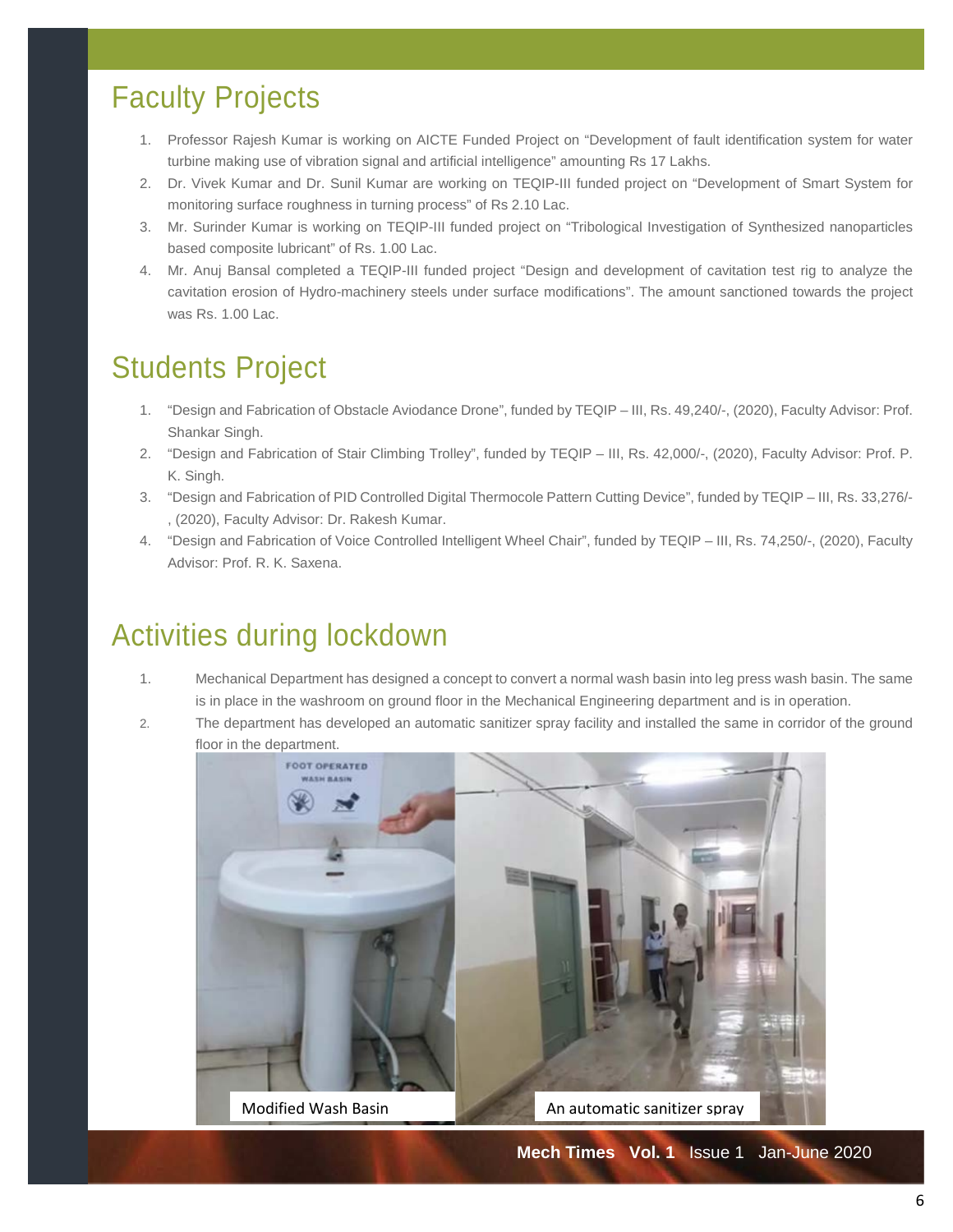## Faculty Projects

1. Professor Rajesh Kumar is working on AICTE Funded Project on "Development of fault identification system for water turbine making use of vibration signal and artificial intelligence" amounting Rs 17 Lakhs.
2. Dr. Vivek Kumar and Dr. Sunil Kumar are working on TEQIP-III funded project on "Development of Smart System for monitoring surface roughness in turning process" of Rs 2.10 Lac.
3. Mr. Surinder Kumar is working on TEQIP-III funded project on "Tribological Investigation of Synthesized nanoparticles based composite lubricant" of Rs. 1.00 Lac.
4. Mr. Anuj Bansal completed a TEQIP-III funded project "Design and development of cavitation test rig to analyze the cavitation erosion of Hydro-machinery steels under surface modifications". The amount sanctioned towards the project was Rs. 1.00 Lac.

## Students Project

1. "Design and Fabrication of Obstacle Aviodance Drone", funded by TEQIP – III, Rs. 49,240/-, (2020), Faculty Advisor: Prof. Shankar Singh.
2. "Design and Fabrication of Stair Climbing Trolley", funded by TEQIP – III, Rs. 42,000/-, (2020), Faculty Advisor: Prof. P. K. Singh.
3. "Design and Fabrication of PID Controlled Digital Thermocole Pattern Cutting Device", funded by TEQIP – III, Rs. 33,276/-, (2020), Faculty Advisor: Dr. Rakesh Kumar.
4. "Design and Fabrication of Voice Controlled Intelligent Wheel Chair", funded by TEQIP – III, Rs. 74,250/-, (2020), Faculty Advisor: Prof. R. K. Saxena.

## Activities during lockdown

1. Mechanical Department has designed a concept to convert a normal wash basin into leg press wash basin. The same is in place in the washroom on ground floor in the Mechanical Engineering department and is in operation.
2. The department has developed an automatic sanitizer spray facility and installed the same in corridor of the ground floor in the department.

Modified Wash Basin

An automatic sanitizer spray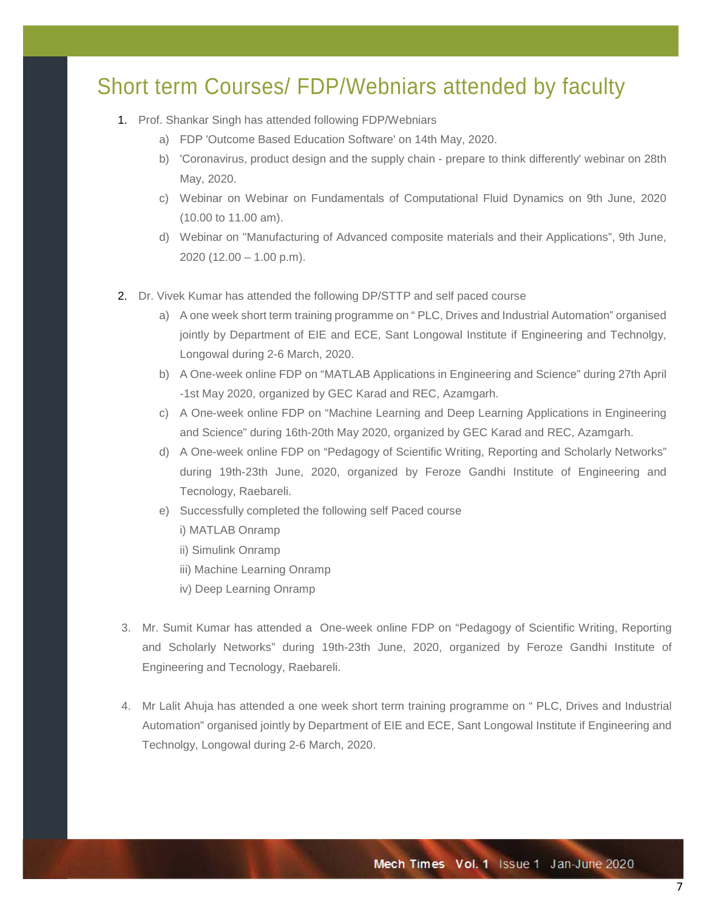# Short term Courses/ FDP/Webniars attended by faculty

1. Prof. Shankar Singh has attended following FDP/Webniars
   a) FDP 'Outcome Based Education Software' on 14th May, 2020.
   b) 'Coronavirus, product design and the supply chain - prepare to think differently' webinar on 28th May, 2020.
   c) Webinar on Webinar on Fundamentals of Computational Fluid Dynamics on 9th June, 2020 (10.00 to 11.00 am).
   d) Webinar on "Manufacturing of Advanced composite materials and their Applications", 9th June, 2020 (12.00 – 1.00 p.m).

2. Dr. Vivek Kumar has attended the following DP/STTP and self paced course
   a) A one week short term training programme on " PLC, Drives and Industrial Automation" organised jointly by Department of EIE and ECE, Sant Longowal Institute if Engineering and Technolgy, Longowal during 2-6 March, 2020.
   b) A One-week online FDP on "MATLAB Applications in Engineering and Science" during 27th April -1st May 2020, organized by GEC Karad and REC, Azamgarh.
   c) A One-week online FDP on "Machine Learning and Deep Learning Applications in Engineering and Science" during 16th-20th May 2020, organized by GEC Karad and REC, Azamgarh.
   d) A One-week online FDP on "Pedagogy of Scientific Writing, Reporting and Scholarly Networks" during 19th-23th June, 2020, organized by Feroze Gandhi Institute of Engineering and Tecnology, Raebareli.
   e) Successfully completed the following self Paced course
      i) MATLAB Onramp
      ii) Simulink Onramp
      iii) Machine Learning Onramp
      iv) Deep Learning Onramp

3. Mr. Sumit Kumar has attended a One-week online FDP on "Pedagogy of Scientific Writing, Reporting and Scholarly Networks" during 19th-23th June, 2020, organized by Feroze Gandhi Institute of Engineering and Tecnology, Raebareli.

4. Mr Lalit Ahuja has attended a one week short term training programme on " PLC, Drives and Industrial Automation" organised jointly by Department of EIE and ECE, Sant Longowal Institute if Engineering and Technolgy, Longowal during 2-6 March, 2020.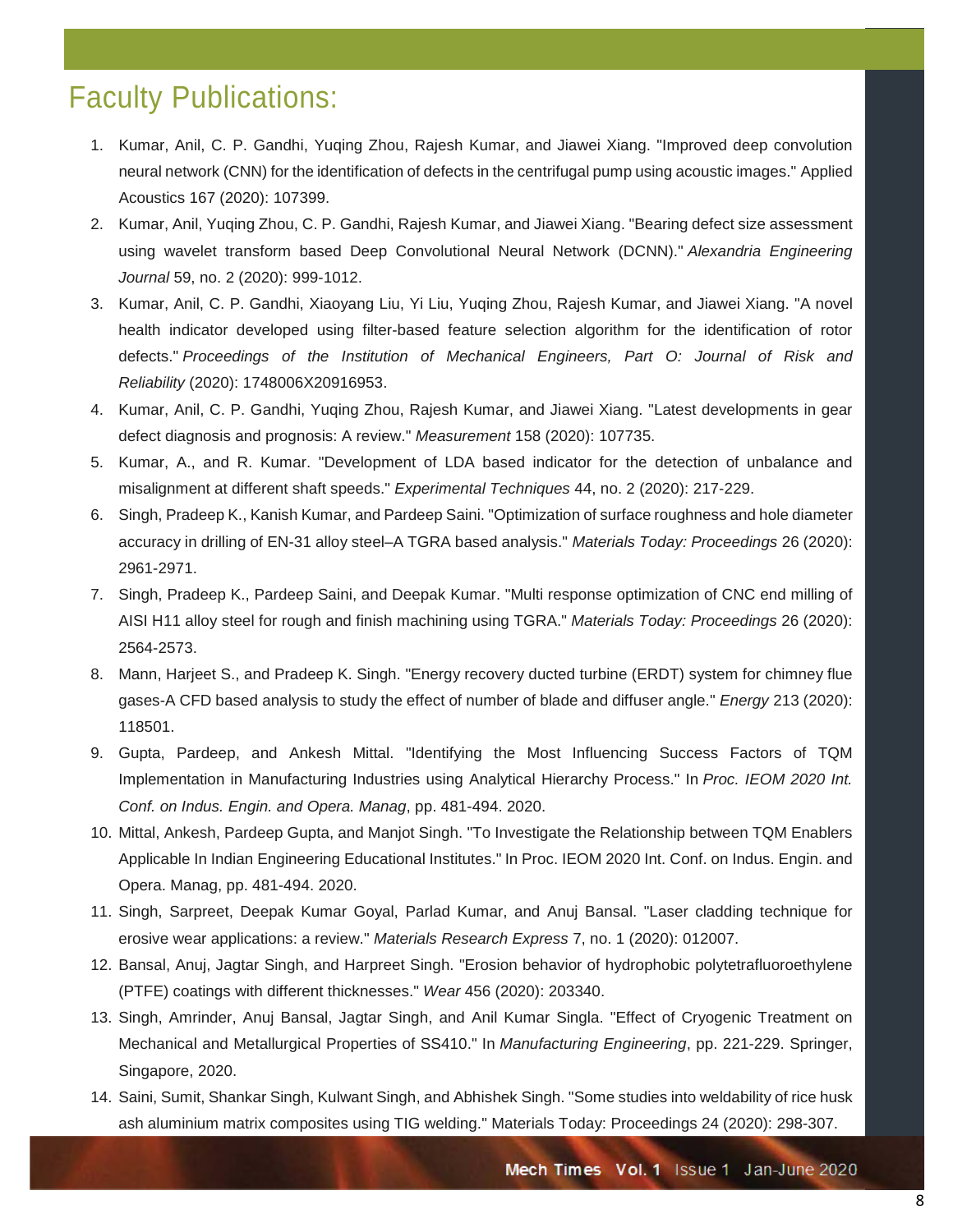# Faculty Publications:

1. Kumar, Anil, C. P. Gandhi, Yuqing Zhou, Rajesh Kumar, and Jiawei Xiang. "Improved deep convolution neural network (CNN) for the identification of defects in the centrifugal pump using acoustic images." Applied Acoustics 167 (2020): 107399.
2. Kumar, Anil, Yuqing Zhou, C. P. Gandhi, Rajesh Kumar, and Jiawei Xiang. "Bearing defect size assessment using wavelet transform based Deep Convolutional Neural Network (DCNN)." *Alexandria Engineering Journal* 59, no. 2 (2020): 999-1012.
3. Kumar, Anil, C. P. Gandhi, Xiaoyang Liu, Yi Liu, Yuqing Zhou, Rajesh Kumar, and Jiawei Xiang. "A novel health indicator developed using filter-based feature selection algorithm for the identification of rotor defects." *Proceedings of the Institution of Mechanical Engineers, Part O: Journal of Risk and Reliability* (2020): 1748006X20916953.
4. Kumar, Anil, C. P. Gandhi, Yuqing Zhou, Rajesh Kumar, and Jiawei Xiang. "Latest developments in gear defect diagnosis and prognosis: A review." *Measurement* 158 (2020): 107735.
5. Kumar, A., and R. Kumar. "Development of LDA based indicator for the detection of unbalance and misalignment at different shaft speeds." *Experimental Techniques* 44, no. 2 (2020): 217-229.
6. Singh, Pradeep K., Kanish Kumar, and Pardeep Saini. "Optimization of surface roughness and hole diameter accuracy in drilling of EN-31 alloy steel–A TGRA based analysis." *Materials Today: Proceedings* 26 (2020): 2961-2971.
7. Singh, Pradeep K., Pardeep Saini, and Deepak Kumar. "Multi response optimization of CNC end milling of AISI H11 alloy steel for rough and finish machining using TGRA." *Materials Today: Proceedings* 26 (2020): 2564-2573.
8. Mann, Harjeet S., and Pradeep K. Singh. "Energy recovery ducted turbine (ERDT) system for chimney flue gases-A CFD based analysis to study the effect of number of blade and diffuser angle." *Energy* 213 (2020): 118501.
9. Gupta, Pardeep, and Ankesh Mittal. "Identifying the Most Influencing Success Factors of TQM Implementation in Manufacturing Industries using Analytical Hierarchy Process." In *Proc. IEOM 2020 Int. Conf. on Indus. Engin. and Opera. Manag*, pp. 481-494. 2020.
10. Mittal, Ankesh, Pardeep Gupta, and Manjot Singh. "To Investigate the Relationship between TQM Enablers Applicable In Indian Engineering Educational Institutes." In Proc. IEOM 2020 Int. Conf. on Indus. Engin. and Opera. Manag, pp. 481-494. 2020.
11. Singh, Sarpreet, Deepak Kumar Goyal, Parlad Kumar, and Anuj Bansal. "Laser cladding technique for erosive wear applications: a review." *Materials Research Express* 7, no. 1 (2020): 012007.
12. Bansal, Anuj, Jagtar Singh, and Harpreet Singh. "Erosion behavior of hydrophobic polytetrafluoroethylene (PTFE) coatings with different thicknesses." *Wear* 456 (2020): 203340.
13. Singh, Amrinder, Anuj Bansal, Jagtar Singh, and Anil Kumar Singla. "Effect of Cryogenic Treatment on Mechanical and Metallurgical Properties of SS410." In *Manufacturing Engineering*, pp. 221-229. Springer, Singapore, 2020.
14. Saini, Sumit, Shankar Singh, Kulwant Singh, and Abhishek Singh. "Some studies into weldability of rice husk ash aluminium matrix composites using TIG welding." Materials Today: Proceedings 24 (2020): 298-307.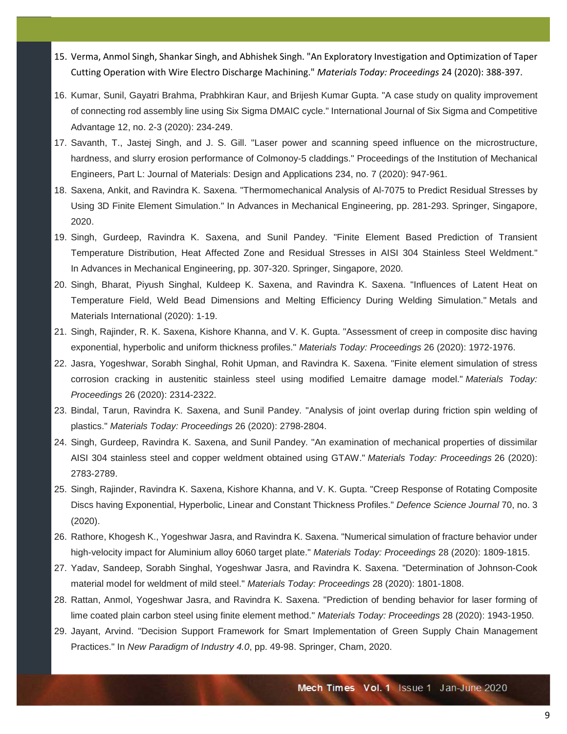15. Verma, Anmol Singh, Shankar Singh, and Abhishek Singh. "An Exploratory Investigation and Optimization of Taper Cutting Operation with Wire Electro Discharge Machining." *Materials Today: Proceedings* 24 (2020): 388-397.
16. Kumar, Sunil, Gayatri Brahma, Prabhkiran Kaur, and Brijesh Kumar Gupta. "A case study on quality improvement of connecting rod assembly line using Six Sigma DMAIC cycle." International Journal of Six Sigma and Competitive Advantage 12, no. 2-3 (2020): 234-249.
17. Savanth, T., Jastej Singh, and J. S. Gill. "Laser power and scanning speed influence on the microstructure, hardness, and slurry erosion performance of Colmonoy-5 claddings." Proceedings of the Institution of Mechanical Engineers, Part L: Journal of Materials: Design and Applications 234, no. 7 (2020): 947-961.
18. Saxena, Ankit, and Ravindra K. Saxena. "Thermomechanical Analysis of Al-7075 to Predict Residual Stresses by Using 3D Finite Element Simulation." In Advances in Mechanical Engineering, pp. 281-293. Springer, Singapore, 2020.
19. Singh, Gurdeep, Ravindra K. Saxena, and Sunil Pandey. "Finite Element Based Prediction of Transient Temperature Distribution, Heat Affected Zone and Residual Stresses in AISI 304 Stainless Steel Weldment." In Advances in Mechanical Engineering, pp. 307-320. Springer, Singapore, 2020.
20. Singh, Bharat, Piyush Singhal, Kuldeep K. Saxena, and Ravindra K. Saxena. "Influences of Latent Heat on Temperature Field, Weld Bead Dimensions and Melting Efficiency During Welding Simulation." Metals and Materials International (2020): 1-19.
21. Singh, Rajinder, R. K. Saxena, Kishore Khanna, and V. K. Gupta. "Assessment of creep in composite disc having exponential, hyperbolic and uniform thickness profiles." *Materials Today: Proceedings* 26 (2020): 1972-1976.
22. Jasra, Yogeshwar, Sorabh Singhal, Rohit Upman, and Ravindra K. Saxena. "Finite element simulation of stress corrosion cracking in austenitic stainless steel using modified Lemaitre damage model." *Materials Today: Proceedings* 26 (2020): 2314-2322.
23. Bindal, Tarun, Ravindra K. Saxena, and Sunil Pandey. "Analysis of joint overlap during friction spin welding of plastics." *Materials Today: Proceedings* 26 (2020): 2798-2804.
24. Singh, Gurdeep, Ravindra K. Saxena, and Sunil Pandey. "An examination of mechanical properties of dissimilar AISI 304 stainless steel and copper weldment obtained using GTAW." *Materials Today: Proceedings* 26 (2020): 2783-2789.
25. Singh, Rajinder, Ravindra K. Saxena, Kishore Khanna, and V. K. Gupta. "Creep Response of Rotating Composite Discs having Exponential, Hyperbolic, Linear and Constant Thickness Profiles." *Defence Science Journal* 70, no. 3 (2020).
26. Rathore, Khogesh K., Yogeshwar Jasra, and Ravindra K. Saxena. "Numerical simulation of fracture behavior under high-velocity impact for Aluminium alloy 6060 target plate." *Materials Today: Proceedings* 28 (2020): 1809-1815.
27. Yadav, Sandeep, Sorabh Singhal, Yogeshwar Jasra, and Ravindra K. Saxena. "Determination of Johnson-Cook material model for weldment of mild steel." *Materials Today: Proceedings* 28 (2020): 1801-1808.
28. Rattan, Anmol, Yogeshwar Jasra, and Ravindra K. Saxena. "Prediction of bending behavior for laser forming of lime coated plain carbon steel using finite element method." *Materials Today: Proceedings* 28 (2020): 1943-1950.
29. Jayant, Arvind. "Decision Support Framework for Smart Implementation of Green Supply Chain Management Practices." In *New Paradigm of Industry 4.0*, pp. 49-98. Springer, Cham, 2020.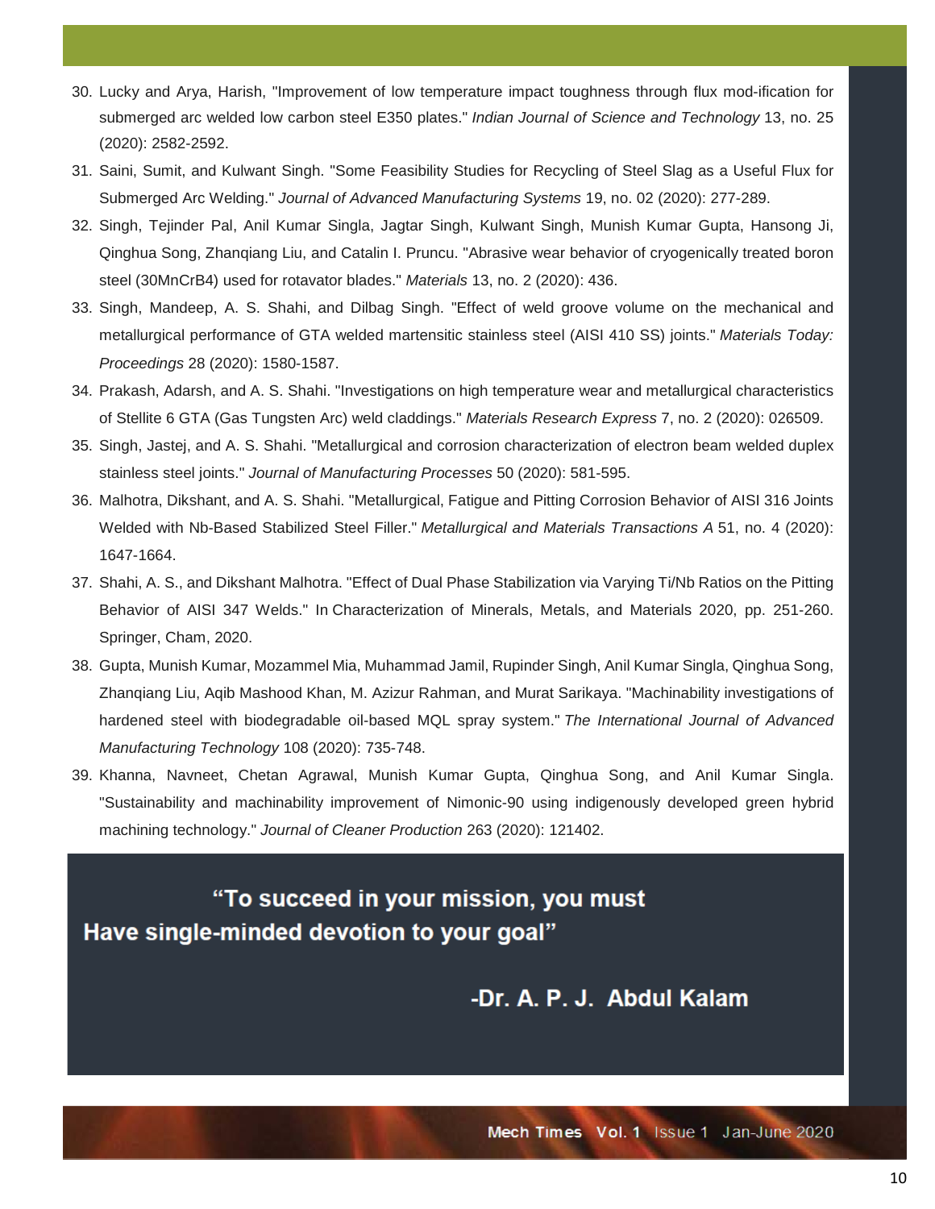30. Lucky and Arya, Harish, "Improvement of low temperature impact toughness through flux mod-ification for submerged arc welded low carbon steel E350 plates." *Indian Journal of Science and Technology* 13, no. 25 (2020): 2582-2592.
31. Saini, Sumit, and Kulwant Singh. "Some Feasibility Studies for Recycling of Steel Slag as a Useful Flux for Submerged Arc Welding." *Journal of Advanced Manufacturing Systems* 19, no. 02 (2020): 277-289.
32. Singh, Tejinder Pal, Anil Kumar Singla, Jagtar Singh, Kulwant Singh, Munish Kumar Gupta, Hansong Ji, Qinghua Song, Zhanqiang Liu, and Catalin I. Pruncu. "Abrasive wear behavior of cryogenically treated boron steel (30MnCrB4) used for rotavator blades." *Materials* 13, no. 2 (2020): 436.
33. Singh, Mandeep, A. S. Shahi, and Dilbag Singh. "Effect of weld groove volume on the mechanical and metallurgical performance of GTA welded martensitic stainless steel (AISI 410 SS) joints." *Materials Today: Proceedings* 28 (2020): 1580-1587.
34. Prakash, Adarsh, and A. S. Shahi. "Investigations on high temperature wear and metallurgical characteristics of Stellite 6 GTA (Gas Tungsten Arc) weld claddings." *Materials Research Express* 7, no. 2 (2020): 026509.
35. Singh, Jastej, and A. S. Shahi. "Metallurgical and corrosion characterization of electron beam welded duplex stainless steel joints." *Journal of Manufacturing Processes* 50 (2020): 581-595.
36. Malhotra, Dikshant, and A. S. Shahi. "Metallurgical, Fatigue and Pitting Corrosion Behavior of AISI 316 Joints Welded with Nb-Based Stabilized Steel Filler." *Metallurgical and Materials Transactions A* 51, no. 4 (2020): 1647-1664.
37. Shahi, A. S., and Dikshant Malhotra. "Effect of Dual Phase Stabilization via Varying Ti/Nb Ratios on the Pitting Behavior of AISI 347 Welds." In Characterization of Minerals, Metals, and Materials 2020, pp. 251-260. Springer, Cham, 2020.
38. Gupta, Munish Kumar, Mozammel Mia, Muhammad Jamil, Rupinder Singh, Anil Kumar Singla, Qinghua Song, Zhanqiang Liu, Aqib Mashood Khan, M. Azizur Rahman, and Murat Sarikaya. "Machinability investigations of hardened steel with biodegradable oil-based MQL spray system." *The International Journal of Advanced Manufacturing Technology* 108 (2020): 735-748.
39. Khanna, Navneet, Chetan Agrawal, Munish Kumar Gupta, Qinghua Song, and Anil Kumar Singla. "Sustainability and machinability improvement of Nimonic-90 using indigenously developed green hybrid machining technology." *Journal of Cleaner Production* 263 (2020): 121402.

**"To succeed in your mission, you must Have single-minded devotion to your goal"**

**-Dr. A. P. J. Abdul Kalam**